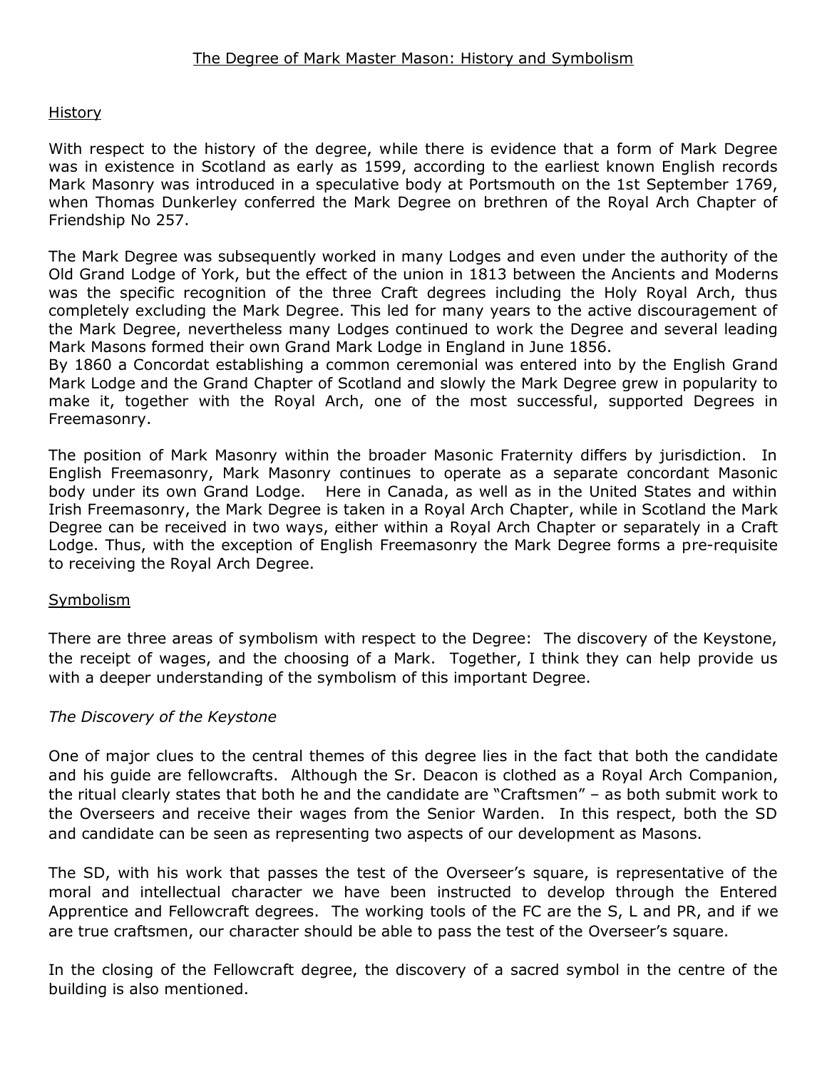# The Degree of Mark Master Mason: History and Symbolism

## History

With respect to the history of the degree, while there is evidence that a form of Mark Degree was in existence in Scotland as early as 1599, according to the earliest known English records Mark Masonry was introduced in a speculative body at Portsmouth on the 1st September 1769, when Thomas Dunkerley conferred the Mark Degree on brethren of the Royal Arch Chapter of Friendship No 257.

The Mark Degree was subsequently worked in many Lodges and even under the authority of the Old Grand Lodge of York, but the effect of the union in 1813 between the Ancients and Moderns was the specific recognition of the three Craft degrees including the Holy Royal Arch, thus completely excluding the Mark Degree. This led for many years to the active discouragement of the Mark Degree, nevertheless many Lodges continued to work the Degree and several leading Mark Masons formed their own Grand Mark Lodge in England in June 1856.
By 1860 a Concordat establishing a common ceremonial was entered into by the English Grand Mark Lodge and the Grand Chapter of Scotland and slowly the Mark Degree grew in popularity to make it, together with the Royal Arch, one of the most successful, supported Degrees in Freemasonry.

The position of Mark Masonry within the broader Masonic Fraternity differs by jurisdiction. In English Freemasonry, Mark Masonry continues to operate as a separate concordant Masonic body under its own Grand Lodge. Here in Canada, as well as in the United States and within Irish Freemasonry, the Mark Degree is taken in a Royal Arch Chapter, while in Scotland the Mark Degree can be received in two ways, either within a Royal Arch Chapter or separately in a Craft Lodge. Thus, with the exception of English Freemasonry the Mark Degree forms a pre-requisite to receiving the Royal Arch Degree.

## Symbolism

There are three areas of symbolism with respect to the Degree: The discovery of the Keystone, the receipt of wages, and the choosing of a Mark. Together, I think they can help provide us with a deeper understanding of the symbolism of this important Degree.

### *The Discovery of the Keystone*

One of major clues to the central themes of this degree lies in the fact that both the candidate and his guide are fellowcrafts. Although the Sr. Deacon is clothed as a Royal Arch Companion, the ritual clearly states that both he and the candidate are "Craftsmen" – as both submit work to the Overseers and receive their wages from the Senior Warden. In this respect, both the SD and candidate can be seen as representing two aspects of our development as Masons.

The SD, with his work that passes the test of the Overseer's square, is representative of the moral and intellectual character we have been instructed to develop through the Entered Apprentice and Fellowcraft degrees. The working tools of the FC are the S, L and PR, and if we are true craftsmen, our character should be able to pass the test of the Overseer's square.

In the closing of the Fellowcraft degree, the discovery of a sacred symbol in the centre of the building is also mentioned.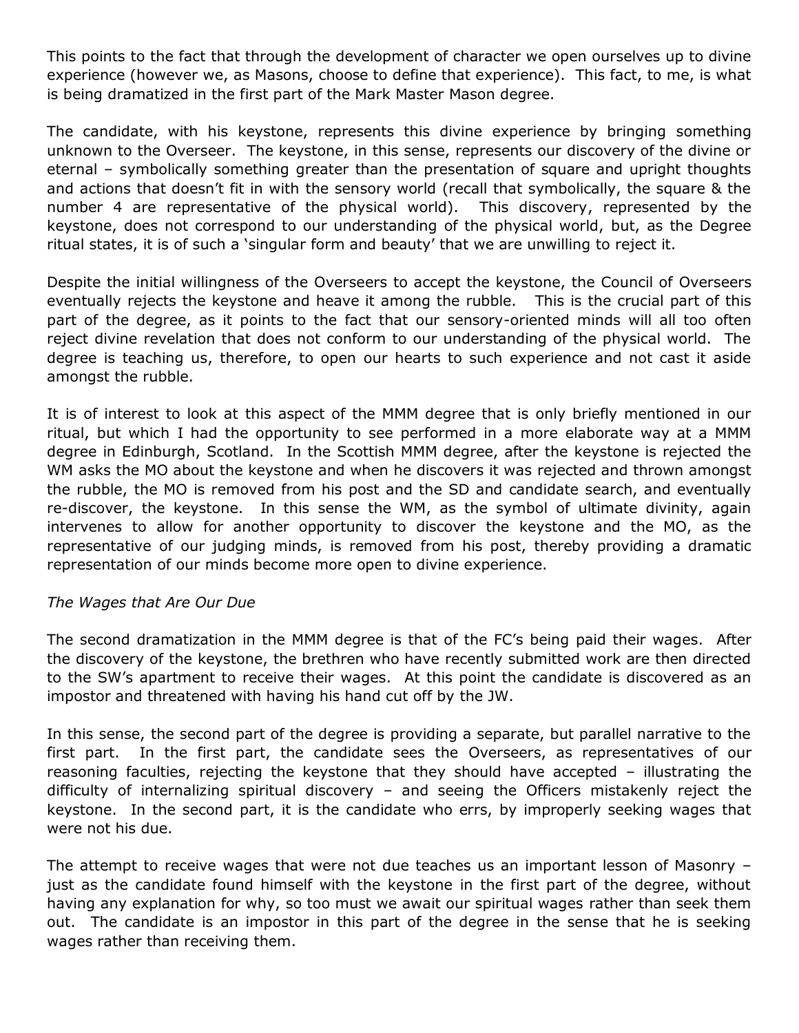This points to the fact that through the development of character we open ourselves up to divine experience (however we, as Masons, choose to define that experience). This fact, to me, is what is being dramatized in the first part of the Mark Master Mason degree.

The candidate, with his keystone, represents this divine experience by bringing something unknown to the Overseer. The keystone, in this sense, represents our discovery of the divine or eternal – symbolically something greater than the presentation of square and upright thoughts and actions that doesn't fit in with the sensory world (recall that symbolically, the square & the number 4 are representative of the physical world). This discovery, represented by the keystone, does not correspond to our understanding of the physical world, but, as the Degree ritual states, it is of such a 'singular form and beauty' that we are unwilling to reject it.

Despite the initial willingness of the Overseers to accept the keystone, the Council of Overseers eventually rejects the keystone and heave it among the rubble. This is the crucial part of this part of the degree, as it points to the fact that our sensory-oriented minds will all too often reject divine revelation that does not conform to our understanding of the physical world. The degree is teaching us, therefore, to open our hearts to such experience and not cast it aside amongst the rubble.

It is of interest to look at this aspect of the MMM degree that is only briefly mentioned in our ritual, but which I had the opportunity to see performed in a more elaborate way at a MMM degree in Edinburgh, Scotland. In the Scottish MMM degree, after the keystone is rejected the WM asks the MO about the keystone and when he discovers it was rejected and thrown amongst the rubble, the MO is removed from his post and the SD and candidate search, and eventually re-discover, the keystone. In this sense the WM, as the symbol of ultimate divinity, again intervenes to allow for another opportunity to discover the keystone and the MO, as the representative of our judging minds, is removed from his post, thereby providing a dramatic representation of our minds become more open to divine experience.

*The Wages that Are Our Due*

The second dramatization in the MMM degree is that of the FC's being paid their wages. After the discovery of the keystone, the brethren who have recently submitted work are then directed to the SW's apartment to receive their wages. At this point the candidate is discovered as an impostor and threatened with having his hand cut off by the JW.

In this sense, the second part of the degree is providing a separate, but parallel narrative to the first part. In the first part, the candidate sees the Overseers, as representatives of our reasoning faculties, rejecting the keystone that they should have accepted – illustrating the difficulty of internalizing spiritual discovery – and seeing the Officers mistakenly reject the keystone. In the second part, it is the candidate who errs, by improperly seeking wages that were not his due.

The attempt to receive wages that were not due teaches us an important lesson of Masonry – just as the candidate found himself with the keystone in the first part of the degree, without having any explanation for why, so too must we await our spiritual wages rather than seek them out. The candidate is an impostor in this part of the degree in the sense that he is seeking wages rather than receiving them.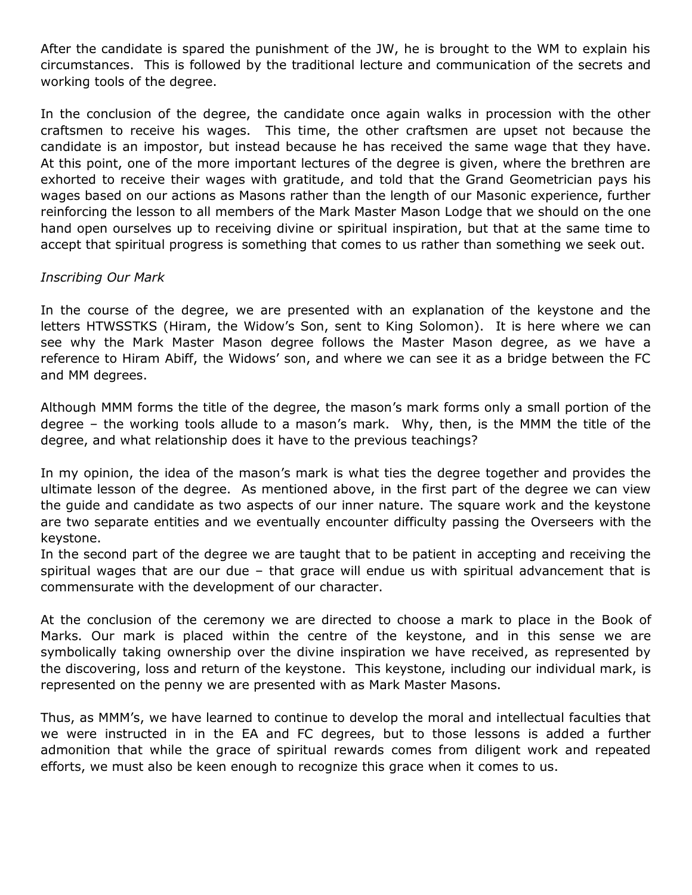After the candidate is spared the punishment of the JW, he is brought to the WM to explain his circumstances. This is followed by the traditional lecture and communication of the secrets and working tools of the degree.

In the conclusion of the degree, the candidate once again walks in procession with the other craftsmen to receive his wages. This time, the other craftsmen are upset not because the candidate is an impostor, but instead because he has received the same wage that they have. At this point, one of the more important lectures of the degree is given, where the brethren are exhorted to receive their wages with gratitude, and told that the Grand Geometrician pays his wages based on our actions as Masons rather than the length of our Masonic experience, further reinforcing the lesson to all members of the Mark Master Mason Lodge that we should on the one hand open ourselves up to receiving divine or spiritual inspiration, but that at the same time to accept that spiritual progress is something that comes to us rather than something we seek out.

*Inscribing Our Mark*

In the course of the degree, we are presented with an explanation of the keystone and the letters HTWSSTKS (Hiram, the Widow's Son, sent to King Solomon). It is here where we can see why the Mark Master Mason degree follows the Master Mason degree, as we have a reference to Hiram Abiff, the Widows' son, and where we can see it as a bridge between the FC and MM degrees.

Although MMM forms the title of the degree, the mason's mark forms only a small portion of the degree – the working tools allude to a mason's mark. Why, then, is the MMM the title of the degree, and what relationship does it have to the previous teachings?

In my opinion, the idea of the mason's mark is what ties the degree together and provides the ultimate lesson of the degree. As mentioned above, in the first part of the degree we can view the guide and candidate as two aspects of our inner nature. The square work and the keystone are two separate entities and we eventually encounter difficulty passing the Overseers with the keystone.

In the second part of the degree we are taught that to be patient in accepting and receiving the spiritual wages that are our due – that grace will endue us with spiritual advancement that is commensurate with the development of our character.

At the conclusion of the ceremony we are directed to choose a mark to place in the Book of Marks. Our mark is placed within the centre of the keystone, and in this sense we are symbolically taking ownership over the divine inspiration we have received, as represented by the discovering, loss and return of the keystone. This keystone, including our individual mark, is represented on the penny we are presented with as Mark Master Masons.

Thus, as MMM's, we have learned to continue to develop the moral and intellectual faculties that we were instructed in in the EA and FC degrees, but to those lessons is added a further admonition that while the grace of spiritual rewards comes from diligent work and repeated efforts, we must also be keen enough to recognize this grace when it comes to us.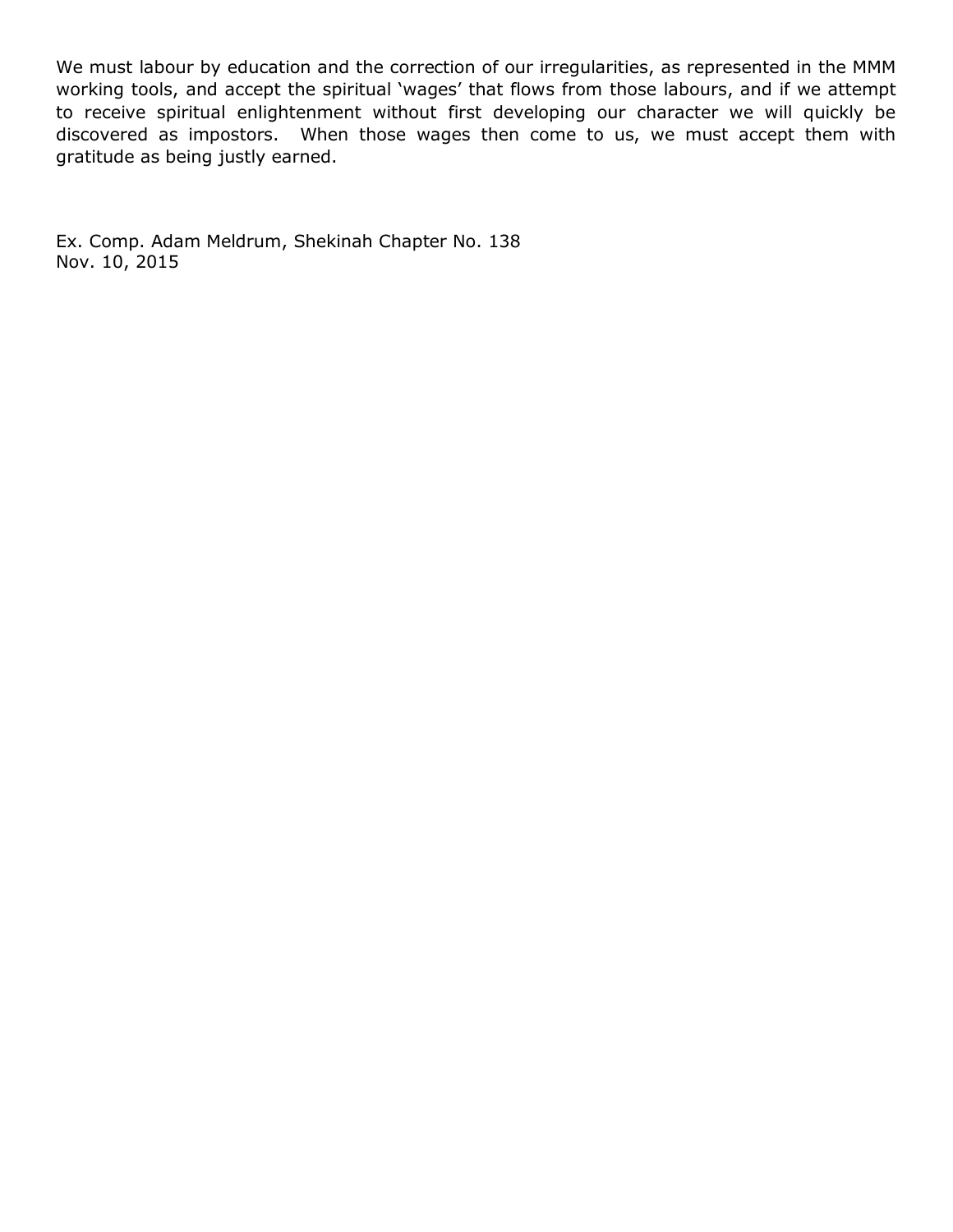We must labour by education and the correction of our irregularities, as represented in the MMM working tools, and accept the spiritual 'wages' that flows from those labours, and if we attempt to receive spiritual enlightenment without first developing our character we will quickly be discovered as impostors. When those wages then come to us, we must accept them with gratitude as being justly earned.

Ex. Comp. Adam Meldrum, Shekinah Chapter No. 138
Nov. 10, 2015